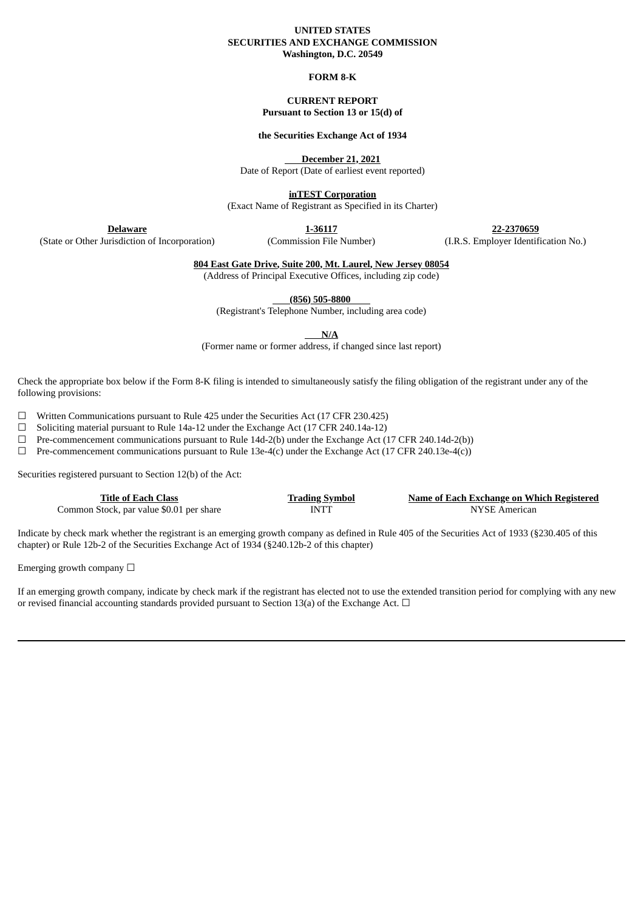**UNITED STATES**
**SECURITIES AND EXCHANGE COMMISSION**
**Washington, D.C. 20549**

**FORM 8-K**

**CURRENT REPORT**
**Pursuant to Section 13 or 15(d) of**

**the Securities Exchange Act of 1934**

**December 21, 2021**
Date of Report (Date of earliest event reported)

**inTEST Corporation**
(Exact Name of Registrant as Specified in its Charter)

| **Delaware** | **1-36117** | **22-2370659** |
|---|---|---|
| (State or Other Jurisdiction of Incorporation) | (Commission File Number) | (I.R.S. Employer Identification No.) |

**804 East Gate Drive, Suite 200, Mt. Laurel, New Jersey 08054**
(Address of Principal Executive Offices, including zip code)

**(856) 505-8800**
(Registrant's Telephone Number, including area code)

**N/A**
(Former name or former address, if changed since last report)

Check the appropriate box below if the Form 8-K filing is intended to simultaneously satisfy the filing obligation of the registrant under any of the following provisions:

☐ Written Communications pursuant to Rule 425 under the Securities Act (17 CFR 230.425)
☐ Soliciting material pursuant to Rule 14a-12 under the Exchange Act (17 CFR 240.14a-12)
☐ Pre-commencement communications pursuant to Rule 14d-2(b) under the Exchange Act (17 CFR 240.14d-2(b))
☐ Pre-commencement communications pursuant to Rule 13e-4(c) under the Exchange Act (17 CFR 240.13e-4(c))

Securities registered pursuant to Section 12(b) of the Act:

| Title of Each Class | Trading Symbol | Name of Each Exchange on Which Registered |
|---|---|---|
| Common Stock, par value $0.01 per share | INTT | NYSE American |

Indicate by check mark whether the registrant is an emerging growth company as defined in Rule 405 of the Securities Act of 1933 (§230.405 of this chapter) or Rule 12b-2 of the Securities Exchange Act of 1934 (§240.12b-2 of this chapter)

Emerging growth company ☐

If an emerging growth company, indicate by check mark if the registrant has elected not to use the extended transition period for complying with any new or revised financial accounting standards provided pursuant to Section 13(a) of the Exchange Act. ☐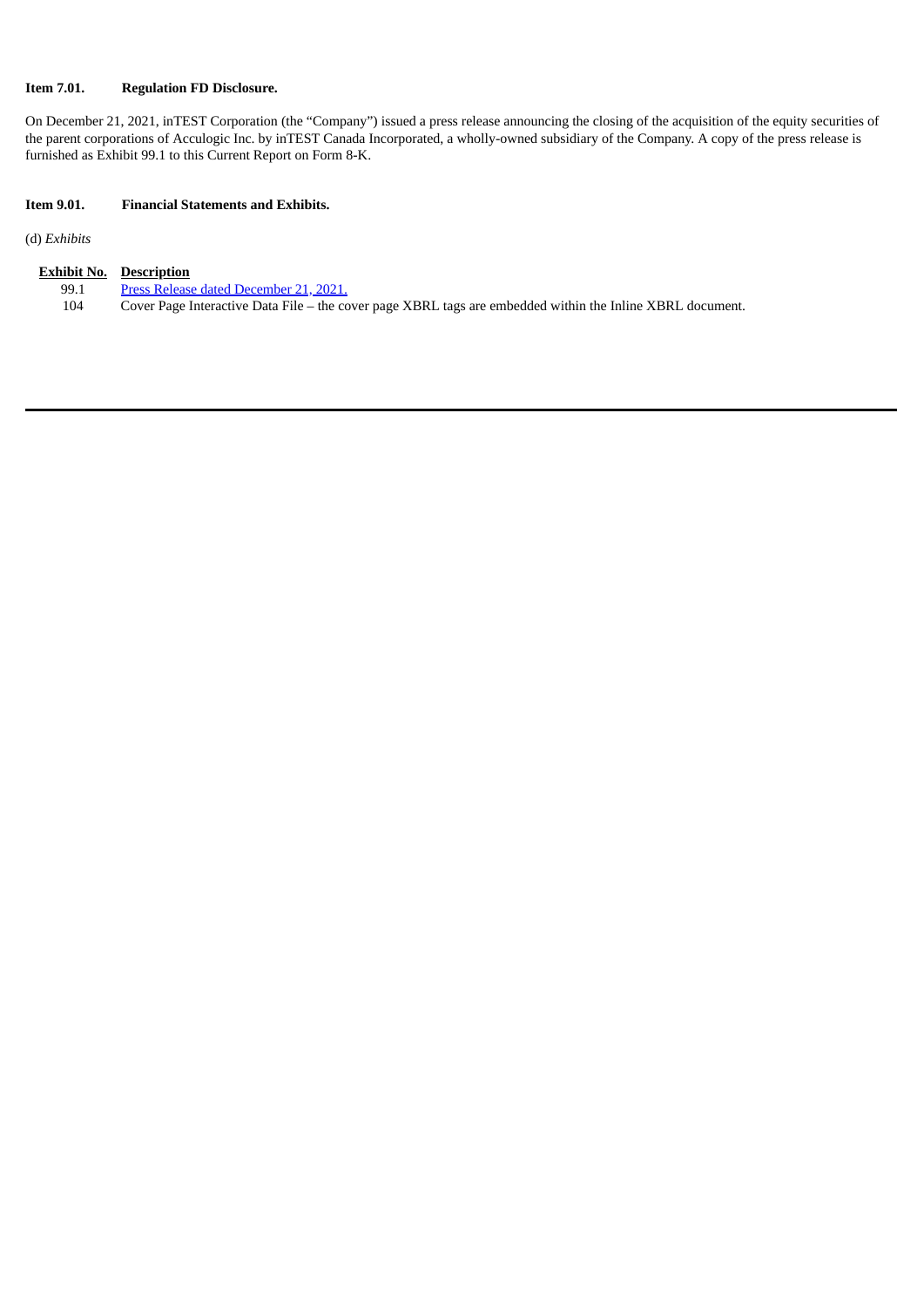**Item 7.01. Regulation FD Disclosure.**

On December 21, 2021, inTEST Corporation (the "Company") issued a press release announcing the closing of the acquisition of the equity securities of the parent corporations of Acculogic Inc. by inTEST Canada Incorporated, a wholly-owned subsidiary of the Company. A copy of the press release is furnished as Exhibit 99.1 to this Current Report on Form 8-K.

**Item 9.01. Financial Statements and Exhibits.**

(d) *Exhibits*

| Exhibit No. | Description |
|---|---|
| 99.1 | Press Release dated December 21, 2021. |
| 104 | Cover Page Interactive Data File – the cover page XBRL tags are embedded within the Inline XBRL document. |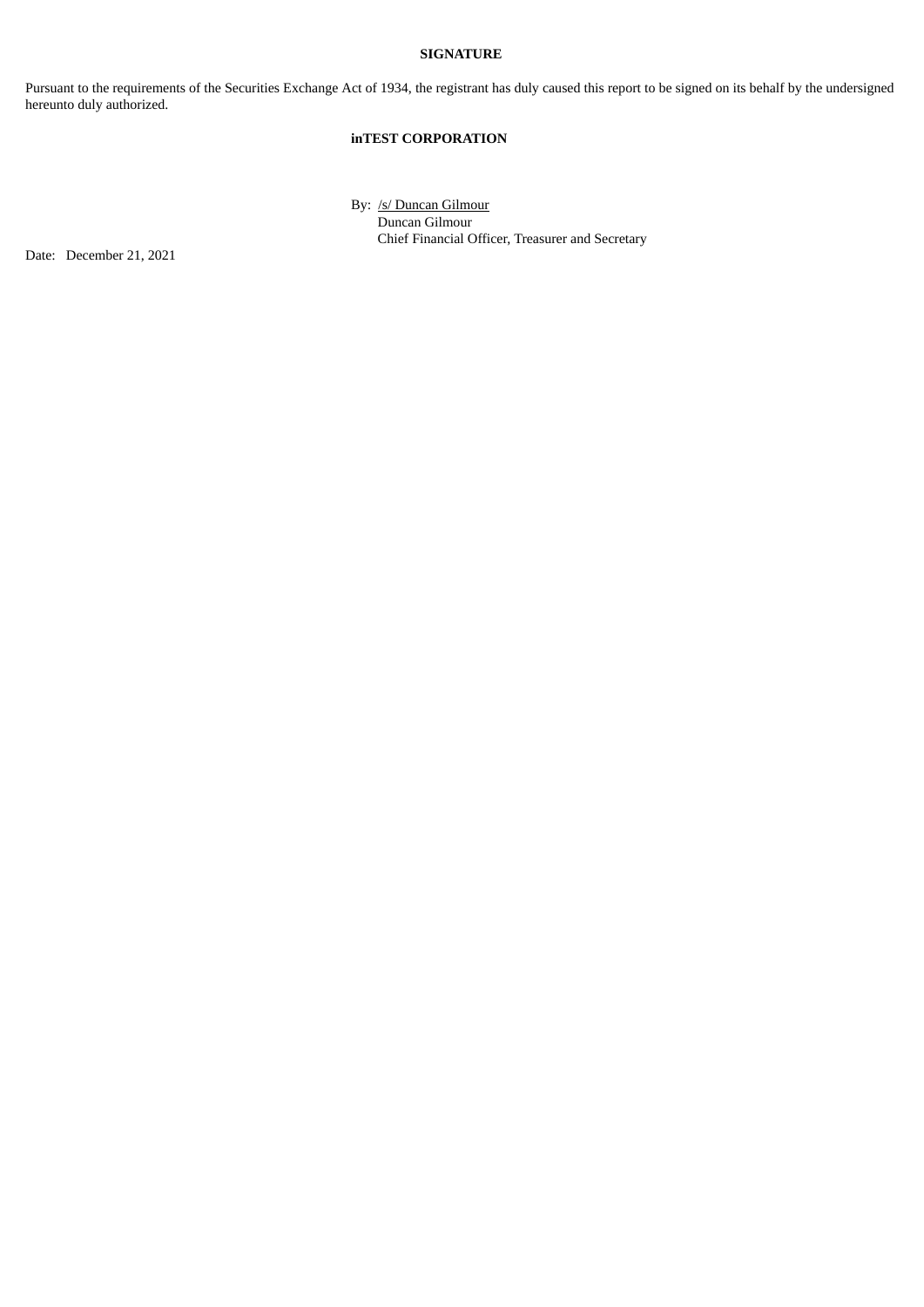**SIGNATURE**

Pursuant to the requirements of the Securities Exchange Act of 1934, the registrant has duly caused this report to be signed on its behalf by the undersigned hereunto duly authorized.

**inTEST CORPORATION**

By: /s/ Duncan Gilmour
Duncan Gilmour
Chief Financial Officer, Treasurer and Secretary

Date: December 21, 2021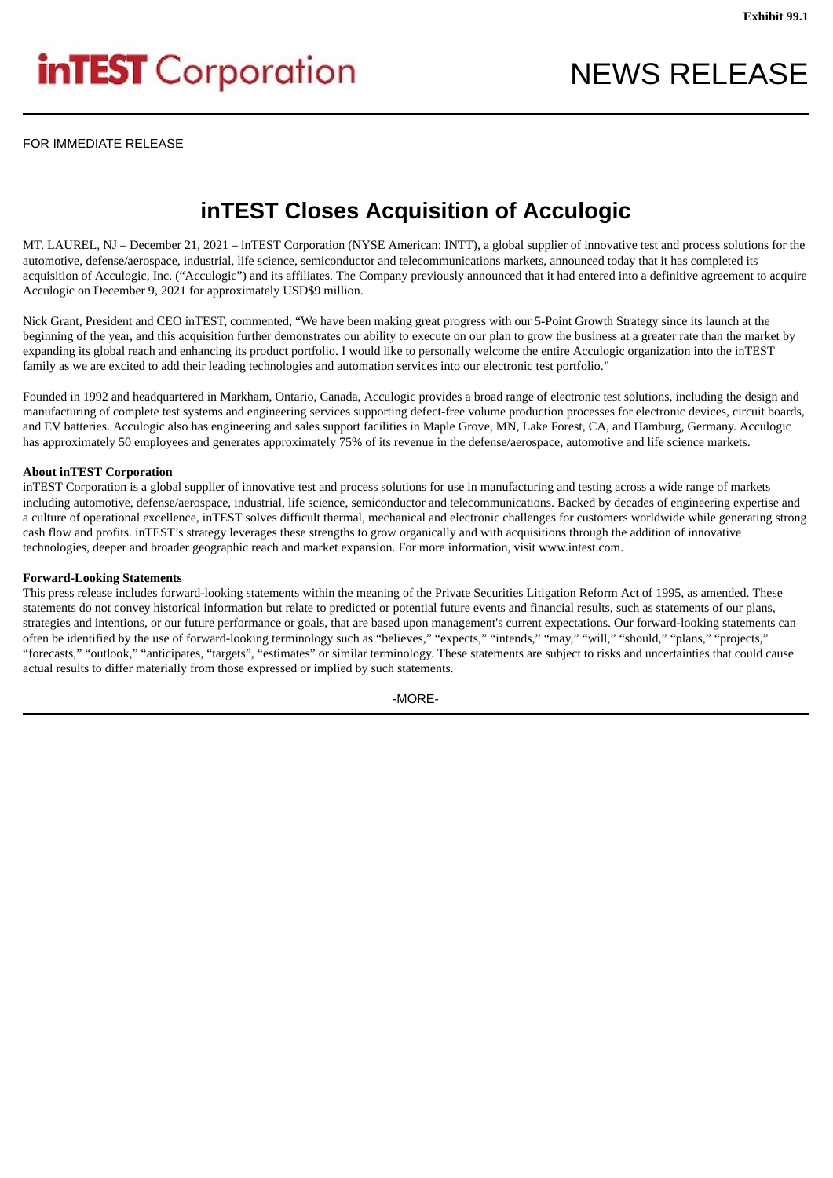Exhibit 99.1

**inTEST Corporation** NEWS RELEASE

FOR IMMEDIATE RELEASE

# inTEST Closes Acquisition of Acculogic

MT. LAUREL, NJ – December 21, 2021 – inTEST Corporation (NYSE American: INTT), a global supplier of innovative test and process solutions for the automotive, defense/aerospace, industrial, life science, semiconductor and telecommunications markets, announced today that it has completed its acquisition of Acculogic, Inc. ("Acculogic") and its affiliates. The Company previously announced that it had entered into a definitive agreement to acquire Acculogic on December 9, 2021 for approximately USD$9 million.

Nick Grant, President and CEO inTEST, commented, "We have been making great progress with our 5-Point Growth Strategy since its launch at the beginning of the year, and this acquisition further demonstrates our ability to execute on our plan to grow the business at a greater rate than the market by expanding its global reach and enhancing its product portfolio. I would like to personally welcome the entire Acculogic organization into the inTEST family as we are excited to add their leading technologies and automation services into our electronic test portfolio."

Founded in 1992 and headquartered in Markham, Ontario, Canada, Acculogic provides a broad range of electronic test solutions, including the design and manufacturing of complete test systems and engineering services supporting defect-free volume production processes for electronic devices, circuit boards, and EV batteries. Acculogic also has engineering and sales support facilities in Maple Grove, MN, Lake Forest, CA, and Hamburg, Germany. Acculogic has approximately 50 employees and generates approximately 75% of its revenue in the defense/aerospace, automotive and life science markets.

**About inTEST Corporation**
inTEST Corporation is a global supplier of innovative test and process solutions for use in manufacturing and testing across a wide range of markets including automotive, defense/aerospace, industrial, life science, semiconductor and telecommunications. Backed by decades of engineering expertise and a culture of operational excellence, inTEST solves difficult thermal, mechanical and electronic challenges for customers worldwide while generating strong cash flow and profits. inTEST's strategy leverages these strengths to grow organically and with acquisitions through the addition of innovative technologies, deeper and broader geographic reach and market expansion. For more information, visit www.intest.com.

**Forward-Looking Statements**
This press release includes forward-looking statements within the meaning of the Private Securities Litigation Reform Act of 1995, as amended. These statements do not convey historical information but relate to predicted or potential future events and financial results, such as statements of our plans, strategies and intentions, or our future performance or goals, that are based upon management's current expectations. Our forward-looking statements can often be identified by the use of forward-looking terminology such as "believes," "expects," "intends," "may," "will," "should," "plans," "projects," "forecasts," "outlook," "anticipates, "targets", "estimates" or similar terminology. These statements are subject to risks and uncertainties that could cause actual results to differ materially from those expressed or implied by such statements.

-MORE-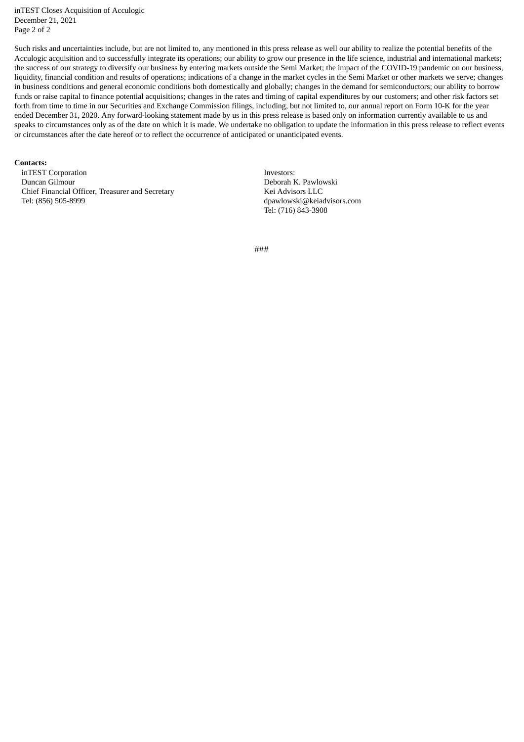Such risks and uncertainties include, but are not limited to, any mentioned in this press release as well our ability to realize the potential benefits of the Acculogic acquisition and to successfully integrate its operations; our ability to grow our presence in the life science, industrial and international markets; the success of our strategy to diversify our business by entering markets outside the Semi Market; the impact of the COVID-19 pandemic on our business, liquidity, financial condition and results of operations; indications of a change in the market cycles in the Semi Market or other markets we serve; changes in business conditions and general economic conditions both domestically and globally; changes in the demand for semiconductors; our ability to borrow funds or raise capital to finance potential acquisitions; changes in the rates and timing of capital expenditures by our customers; and other risk factors set forth from time to time in our Securities and Exchange Commission filings, including, but not limited to, our annual report on Form 10-K for the year ended December 31, 2020. Any forward-looking statement made by us in this press release is based only on information currently available to us and speaks to circumstances only as of the date on which it is made. We undertake no obligation to update the information in this press release to reflect events or circumstances after the date hereof or to reflect the occurrence of anticipated or unanticipated events.

**Contacts:**

inTEST Corporation
Duncan Gilmour
Chief Financial Officer, Treasurer and Secretary
Tel: (856) 505-8999

Investors:
Deborah K. Pawlowski
Kei Advisors LLC
dpawlowski@keiadvisors.com
Tel: (716) 843-3908

###